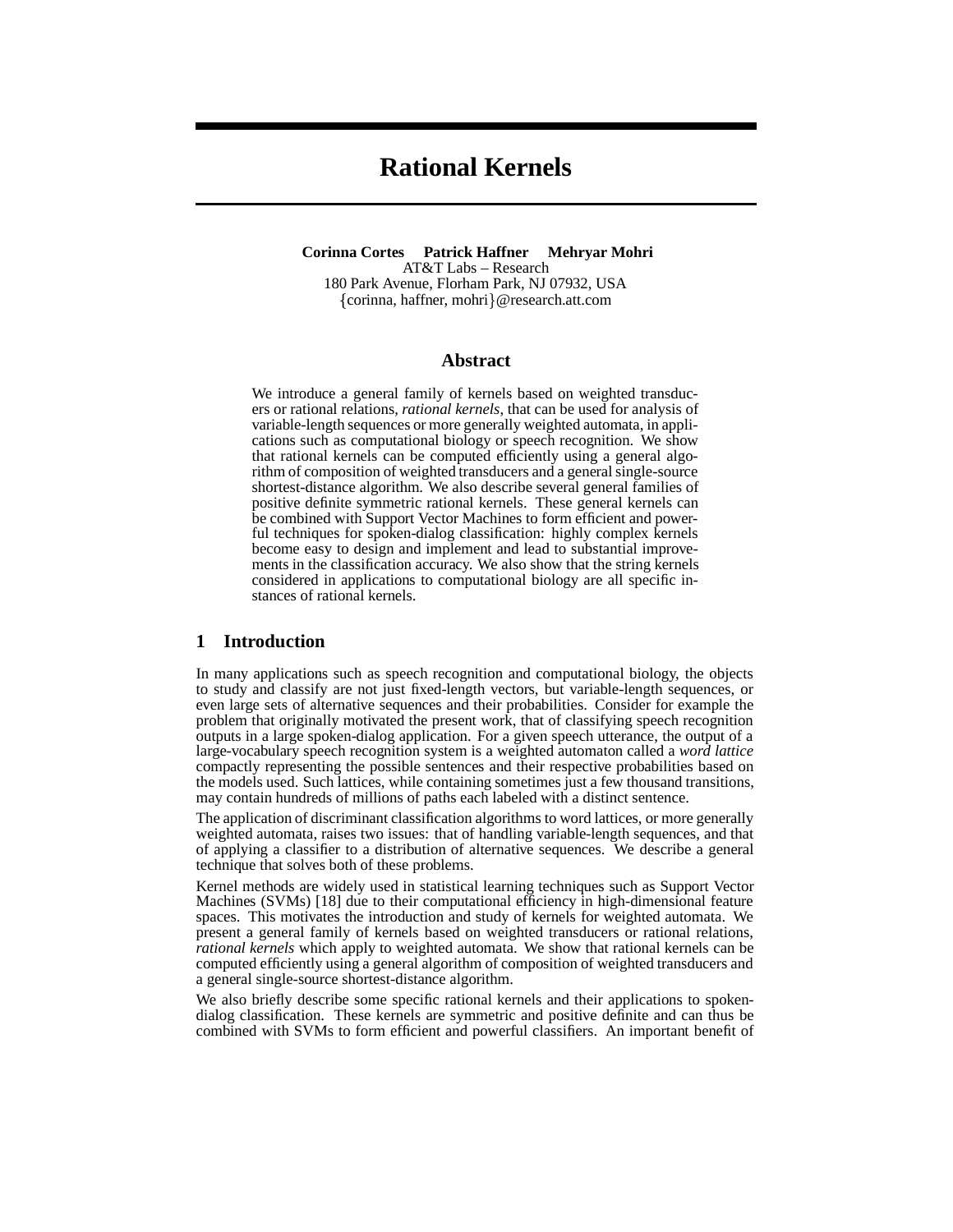# Rational Kernels

**Corinna Cortes Patrick Haffner Mehryar Mohri**
AT&T Labs – Research
180 Park Avenue, Florham Park, NJ 07932, USA
{corinna, haffner, mohri}@research.att.com

## Abstract

We introduce a general family of kernels based on weighted transducers or rational relations, *rational kernels*, that can be used for analysis of variable-length sequences or more generally weighted automata, in applications such as computational biology or speech recognition. We show that rational kernels can be computed efficiently using a general algorithm of composition of weighted transducers and a general single-source shortest-distance algorithm. We also describe several general families of positive definite symmetric rational kernels. These general kernels can be combined with Support Vector Machines to form efficient and powerful techniques for spoken-dialog classification: highly complex kernels become easy to design and implement and lead to substantial improvements in the classification accuracy. We also show that the string kernels considered in applications to computational biology are all specific instances of rational kernels.

## 1 Introduction

In many applications such as speech recognition and computational biology, the objects to study and classify are not just fixed-length vectors, but variable-length sequences, or even large sets of alternative sequences and their probabilities. Consider for example the problem that originally motivated the present work, that of classifying speech recognition outputs in a large spoken-dialog application. For a given speech utterance, the output of a large-vocabulary speech recognition system is a weighted automaton called a *word lattice* compactly representing the possible sentences and their respective probabilities based on the models used. Such lattices, while containing sometimes just a few thousand transitions, may contain hundreds of millions of paths each labeled with a distinct sentence.

The application of discriminant classification algorithms to word lattices, or more generally weighted automata, raises two issues: that of handling variable-length sequences, and that of applying a classifier to a distribution of alternative sequences. We describe a general technique that solves both of these problems.

Kernel methods are widely used in statistical learning techniques such as Support Vector Machines (SVMs) [18] due to their computational efficiency in high-dimensional feature spaces. This motivates the introduction and study of kernels for weighted automata. We present a general family of kernels based on weighted transducers or rational relations, *rational kernels* which apply to weighted automata. We show that rational kernels can be computed efficiently using a general algorithm of composition of weighted transducers and a general single-source shortest-distance algorithm.

We also briefly describe some specific rational kernels and their applications to spoken-dialog classification. These kernels are symmetric and positive definite and can thus be combined with SVMs to form efficient and powerful classifiers. An important benefit of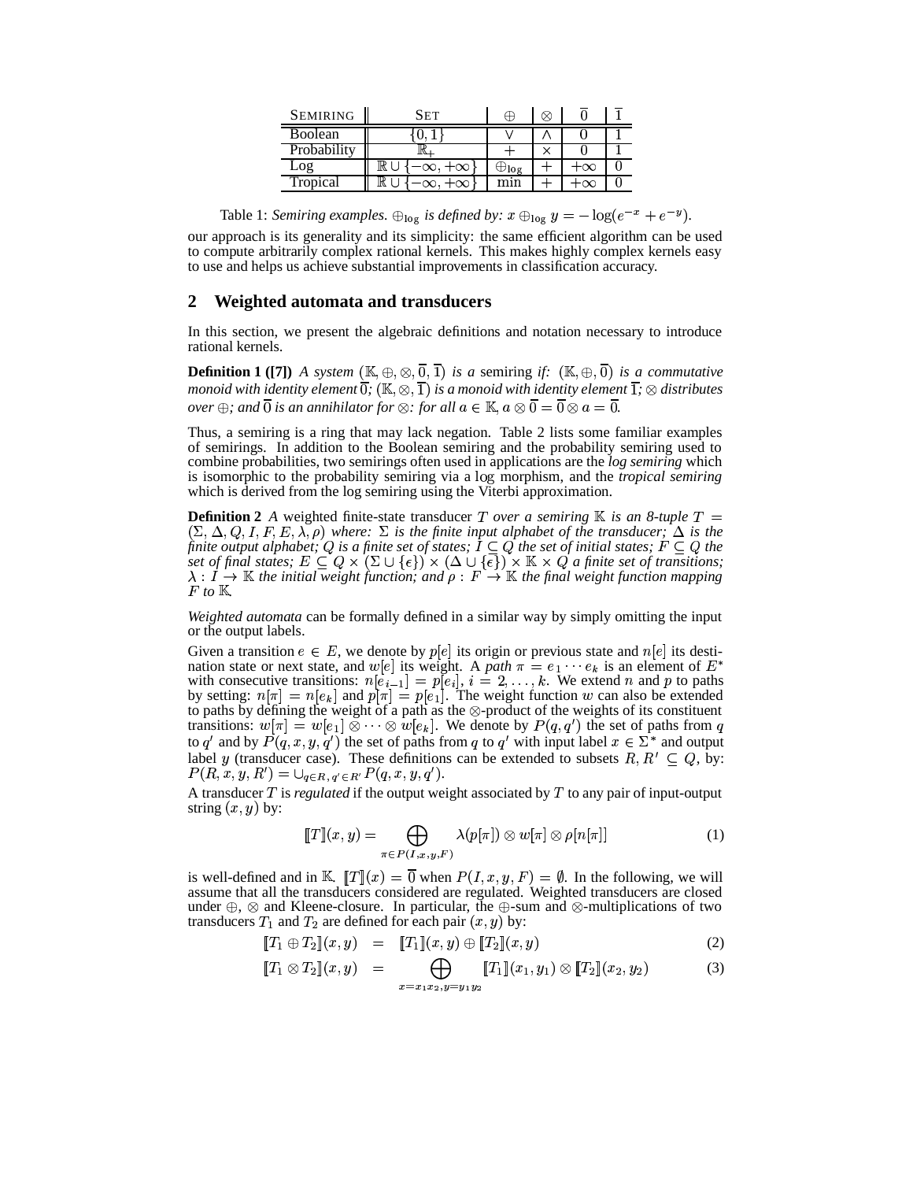| SEMIRING | SET | $\oplus$ | $\otimes$ | $\overline{0}$ | $\overline{1}$ |
|---|---|---|---|---|---|
| Boolean | $\{0, 1\}$ | $\vee$ | $\wedge$ | $0$ | $1$ |
| Probability | $\mathbb{R}_+$ | $+$ | $\times$ | $0$ | $1$ |
| Log | $\mathbb{R} \cup \{-\infty, +\infty\}$ | $\oplus_{\log}$ | $+$ | $+\infty$ | $0$ |
| Tropical | $\mathbb{R} \cup \{-\infty, +\infty\}$ | $\min$ | $+$ | $+\infty$ | $0$ |

Table 1: *Semiring examples.* $\oplus_{\log}$ *is defined by:* $x \oplus_{\log} y = -\log(e^{-x} + e^{-y})$.

our approach is its generality and its simplicity: the same efficient algorithm can be used to compute arbitrarily complex rational kernels. This makes highly complex kernels easy to use and helps us achieve substantial improvements in classification accuracy.

## 2 Weighted automata and transducers

In this section, we present the algebraic definitions and notation necessary to introduce rational kernels.

**Definition 1 ([7])** *A system* $(\mathbb{K}, \oplus, \otimes, \overline{0}, \overline{1})$ *is a* semiring *if:* $(\mathbb{K}, \oplus, \overline{0})$ *is a commutative monoid with identity element* $\overline{0}$*;* $(\mathbb{K}, \otimes, \overline{1})$ *is a monoid with identity element* $\overline{1}$*;* $\otimes$ *distributes over* $\oplus$*; and* $\overline{0}$ *is an annihilator for* $\otimes$*: for all* $a \in \mathbb{K}$*,* $a \otimes \overline{0} = \overline{0} \otimes a = \overline{0}$*.*

Thus, a semiring is a ring that may lack negation. Table 2 lists some familiar examples of semirings. In addition to the Boolean semiring and the probability semiring used to combine probabilities, two semirings often used in applications are the *log semiring* which is isomorphic to the probability semiring via a log morphism, and the *tropical semiring* which is derived from the log semiring using the Viterbi approximation.

**Definition 2** *A* weighted finite-state transducer $T$ *over a semiring* $\mathbb{K}$ *is an 8-tuple* $T = (\Sigma, \Delta, Q, I, F, E, \lambda, \rho)$ *where:* $\Sigma$ *is the finite input alphabet of the transducer;* $\Delta$ *is the finite output alphabet;* $Q$ *is a finite set of states;* $I \subseteq Q$ *the set of initial states;* $F \subseteq Q$ *the set of final states;* $E \subseteq Q \times (\Sigma \cup \{\epsilon\}) \times (\Delta \cup \{\epsilon\}) \times \mathbb{K} \times Q$ *a finite set of transitions;* $\lambda : I \rightarrow \mathbb{K}$ *the initial weight function; and* $\rho : F \rightarrow \mathbb{K}$ *the final weight function mapping* $F$ *to* $\mathbb{K}$*.*

*Weighted automata* can be formally defined in a similar way by simply omitting the input or the output labels.

Given a transition $e \in E$, we denote by $p[e]$ its origin or previous state and $n[e]$ its destination state or next state, and $w[e]$ its weight. A *path* $\pi = e_1 \cdots e_k$ is an element of $E^*$ with consecutive transitions: $n[e_{i-1}] = p[e_i]$, $i = 2, \ldots, k$. We extend $n$ and $p$ to paths by setting: $n[\pi] = n[e_k]$ and $p[\pi] = p[e_1]$. The weight function $w$ can also be extended to paths by defining the weight of a path as the $\otimes$-product of the weights of its constituent transitions: $w[\pi] = w[e_1] \otimes \cdots \otimes w[e_k]$. We denote by $P(q, q')$ the set of paths from $q$ to $q'$ and by $P(q, x, y, q')$ the set of paths from $q$ to $q'$ with input label $x \in \Sigma^*$ and output label $y$ (transducer case). These definitions can be extended to subsets $R, R' \subseteq Q$, by: $P(R, x, y, R') = \cup_{q \in R,\, q' \in R'} P(q, x, y, q')$.

A transducer $T$ is *regulated* if the output weight associated by $T$ to any pair of input-output string $(x, y)$ by:

$$[\![T]\!](x, y) = \bigoplus_{\pi \in P(I, x, y, F)} \lambda(p[\pi]) \otimes w[\pi] \otimes \rho[n[\pi]] \tag{1}$$

is well-defined and in $\mathbb{K}$. $[\![T]\!](x) = \overline{0}$ when $P(I, x, y, F) = \emptyset$. In the following, we will assume that all the transducers considered are regulated. Weighted transducers are closed under $\oplus$, $\otimes$ and Kleene-closure. In particular, the $\oplus$-sum and $\otimes$-multiplications of two transducers $T_1$ and $T_2$ are defined for each pair $(x, y)$ by:

$$[\![T_1 \oplus T_2]\!](x, y) = [\![T_1]\!](x, y) \oplus [\![T_2]\!](x, y) \tag{2}$$

$$[\![T_1 \otimes T_2]\!](x, y) = \bigoplus_{x = x_1 x_2,\, y = y_1 y_2} [\![T_1]\!](x_1, y_1) \otimes [\![T_2]\!](x_2, y_2) \tag{3}$$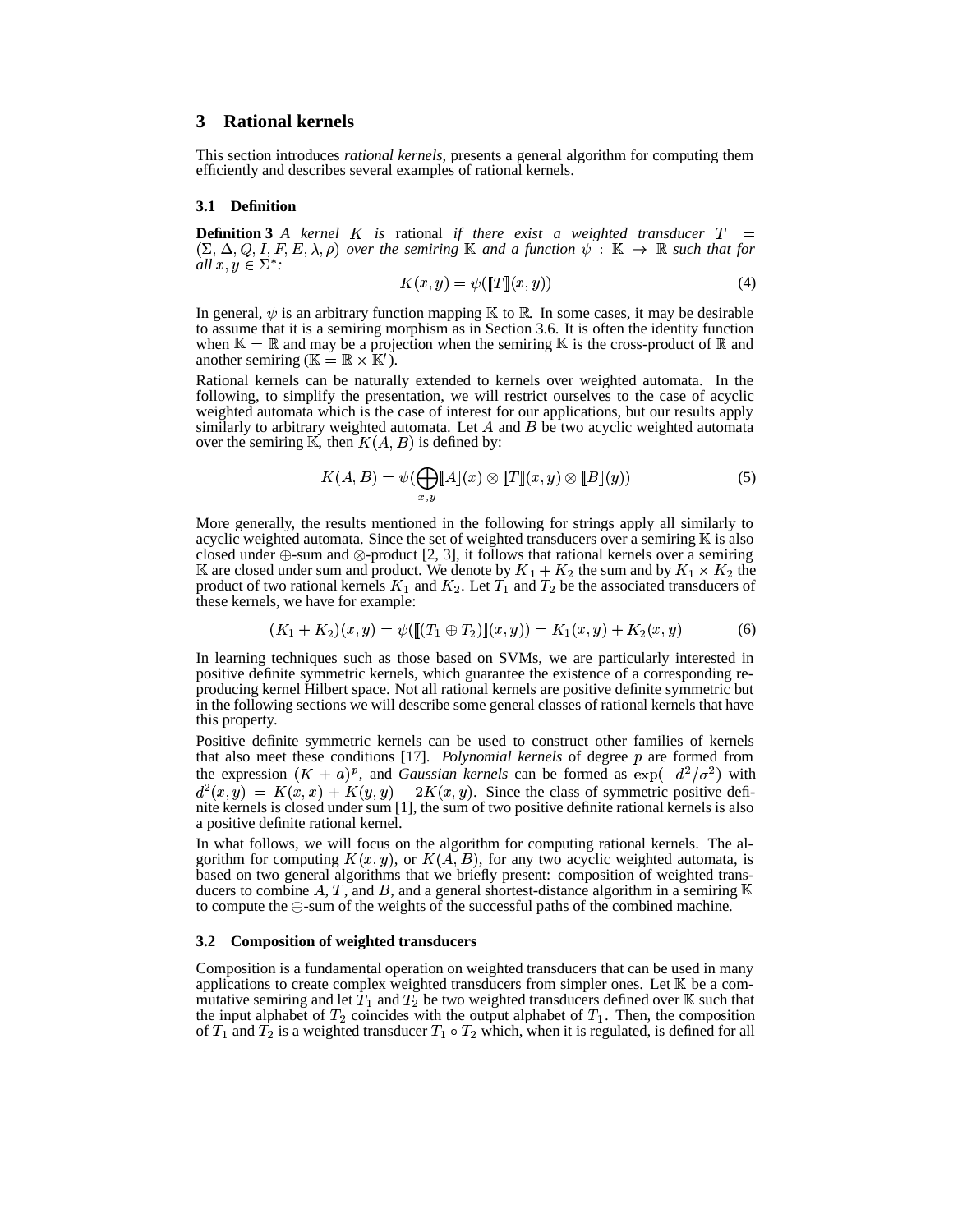## 3 Rational kernels

This section introduces *rational kernels*, presents a general algorithm for computing them efficiently and describes several examples of rational kernels.

### 3.1 Definition

**Definition 3** *A kernel $K$ is* rational *if there exist a weighted transducer $T = (\Sigma, \Delta, Q, I, F, E, \lambda, \rho)$ over the semiring $\mathbb{K}$ and a function $\psi : \mathbb{K} \rightarrow \mathbb{R}$ such that for all $x, y \in \Sigma^*$:*

$$K(x, y) = \psi(\llbracket T \rrbracket(x, y)) \tag{4}$$

In general, $\psi$ is an arbitrary function mapping $\mathbb{K}$ to $\mathbb{R}$. In some cases, it may be desirable to assume that it is a semiring morphism as in Section 3.6. It is often the identity function when $\mathbb{K} = \mathbb{R}$ and may be a projection when the semiring $\mathbb{K}$ is the cross-product of $\mathbb{R}$ and another semiring ($\mathbb{K} = \mathbb{R} \times \mathbb{K}'$).

Rational kernels can be naturally extended to kernels over weighted automata. In the following, to simplify the presentation, we will restrict ourselves to the case of acyclic weighted automata which is the case of interest for our applications, but our results apply similarly to arbitrary weighted automata. Let $A$ and $B$ be two acyclic weighted automata over the semiring $\mathbb{K}$, then $K(A, B)$ is defined by:

$$K(A, B) = \psi(\bigoplus_{x,y} \llbracket A \rrbracket(x) \otimes \llbracket T \rrbracket(x, y) \otimes \llbracket B \rrbracket(y)) \tag{5}$$

More generally, the results mentioned in the following for strings apply all similarly to acyclic weighted automata. Since the set of weighted transducers over a semiring $\mathbb{K}$ is also closed under $\oplus$-sum and $\otimes$-product [2, 3], it follows that rational kernels over a semiring $\mathbb{K}$ are closed under sum and product. We denote by $K_1 + K_2$ the sum and by $K_1 \times K_2$ the product of two rational kernels $K_1$ and $K_2$. Let $T_1$ and $T_2$ be the associated transducers of these kernels, we have for example:

$$(K_1 + K_2)(x, y) = \psi(\llbracket (T_1 \oplus T_2) \rrbracket(x, y)) = K_1(x, y) + K_2(x, y) \tag{6}$$

In learning techniques such as those based on SVMs, we are particularly interested in positive definite symmetric kernels, which guarantee the existence of a corresponding reproducing kernel Hilbert space. Not all rational kernels are positive definite symmetric but in the following sections we will describe some general classes of rational kernels that have this property.

Positive definite symmetric kernels can be used to construct other families of kernels that also meet these conditions [17]. *Polynomial kernels* of degree $p$ are formed from the expression $(K + a)^p$, and *Gaussian kernels* can be formed as $\exp(-d^2/\sigma^2)$ with $d^2(x, y) = K(x, x) + K(y, y) - 2K(x, y)$. Since the class of symmetric positive definite kernels is closed under sum [1], the sum of two positive definite rational kernels is also a positive definite rational kernel.

In what follows, we will focus on the algorithm for computing rational kernels. The algorithm for computing $K(x, y)$, or $K(A, B)$, for any two acyclic weighted automata, is based on two general algorithms that we briefly present: composition of weighted transducers to combine $A$, $T$, and $B$, and a general shortest-distance algorithm in a semiring $\mathbb{K}$ to compute the $\oplus$-sum of the weights of the successful paths of the combined machine.

### 3.2 Composition of weighted transducers

Composition is a fundamental operation on weighted transducers that can be used in many applications to create complex weighted transducers from simpler ones. Let $\mathbb{K}$ be a commutative semiring and let $T_1$ and $T_2$ be two weighted transducers defined over $\mathbb{K}$ such that the input alphabet of $T_2$ coincides with the output alphabet of $T_1$. Then, the composition of $T_1$ and $T_2$ is a weighted transducer $T_1 \circ T_2$ which, when it is regulated, is defined for all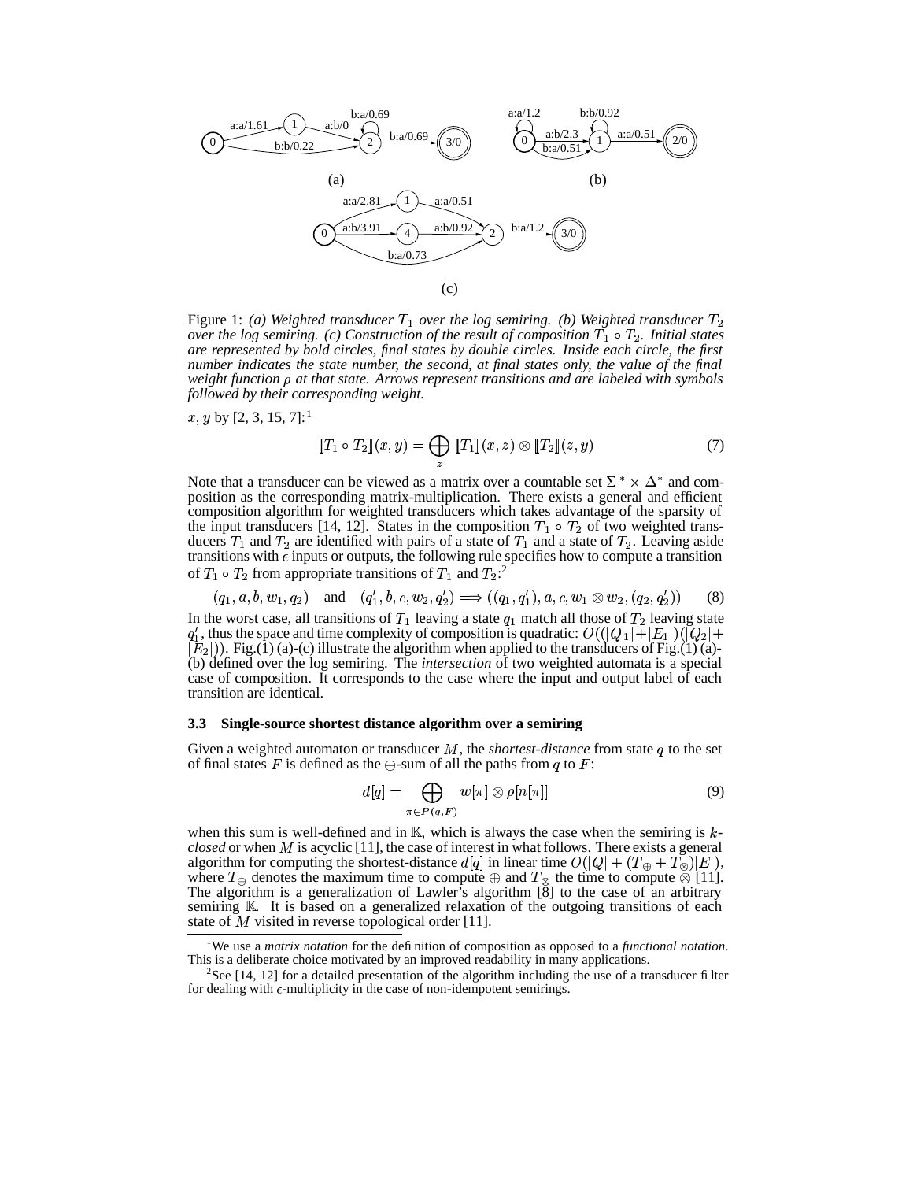0 a:a/1.61 1 a:b/0 b:b/0.22 2 b:a/0.69 b:a/0.69 3/0

(a)

a:a/1.2 b:b/0.92 0 a:b/2.3 b:a/0.51 1 a:a/0.51 2/0

(b)

a:a/2.81 1 a:a/0.51 0 a:b/3.91 4 a:b/0.92 2 b:a/1.2 3/0 b:a/0.73

(c)

Figure 1: *(a) Weighted transducer $T_1$ over the log semiring. (b) Weighted transducer $T_2$ over the log semiring. (c) Construction of the result of composition $T_1 \circ T_2$. Initial states are represented by bold circles, final states by double circles. Inside each circle, the first number indicates the state number, the second, at final states only, the value of the final weight function $\rho$ at that state. Arrows represent transitions and are labeled with symbols followed by their corresponding weight.*

$x, y$ by [2, 3, 15, 7]:[1]

$$[\![T_1 \circ T_2]\!](x, y) = \bigoplus_{z} [\![T_1]\!](x, z) \otimes [\![T_2]\!](z, y) \tag{7}$$

Note that a transducer can be viewed as a matrix over a countable set $\Sigma^* \times \Delta^*$ and composition as the corresponding matrix-multiplication. There exists a general and efficient composition algorithm for weighted transducers which takes advantage of the sparsity of the input transducers [14, 12]. States in the composition $T_1 \circ T_2$ of two weighted transducers $T_1$ and $T_2$ are identified with pairs of a state of $T_1$ and a state of $T_2$. Leaving aside transitions with $\epsilon$ inputs or outputs, the following rule specifies how to compute a transition of $T_1 \circ T_2$ from appropriate transitions of $T_1$ and $T_2$:[2]

$$(q_1, a, b, w_1, q_2) \quad \text{and} \quad (q'_1, b, c, w_2, q'_2) \Longrightarrow ((q_1, q'_1), a, c, w_1 \otimes w_2, (q_2, q'_2)) \tag{8}$$

In the worst case, all transitions of $T_1$ leaving a state $q_1$ match all those of $T_2$ leaving state $q'_1$, thus the space and time complexity of composition is quadratic: $O((|Q_1|+|E_1|)(|Q_2|+|E_2|))$. Fig.(1) (a)-(c) illustrate the algorithm when applied to the transducers of Fig.(1) (a)-(b) defined over the log semiring. The *intersection* of two weighted automata is a special case of composition. It corresponds to the case where the input and output label of each transition are identical.

### 3.3 Single-source shortest distance algorithm over a semiring

Given a weighted automaton or transducer $M$, the *shortest-distance* from state $q$ to the set of final states $F$ is defined as the $\oplus$-sum of all the paths from $q$ to $F$:

$$d[q] = \bigoplus_{\pi \in P(q,F)} w[\pi] \otimes \rho[n[\pi]] \tag{9}$$

when this sum is well-defined and in $\mathbb{K}$, which is always the case when the semiring is $k$-*closed* or when $M$ is acyclic [11], the case of interest in what follows. There exists a general algorithm for computing the shortest-distance $d[q]$ in linear time $O(|Q| + (T_\oplus + T_\otimes)|E|)$, where $T_\oplus$ denotes the maximum time to compute $\oplus$ and $T_\otimes$ the time to compute $\otimes$ [11]. The algorithm is a generalization of Lawler's algorithm [8] to the case of an arbitrary semiring $\mathbb{K}$. It is based on a generalized relaxation of the outgoing transitions of each state of $M$ visited in reverse topological order [11].

[1] We use a *matrix notation* for the definition of composition as opposed to a *functional notation*. This is a deliberate choice motivated by an improved readability in many applications.

[2] See [14, 12] for a detailed presentation of the algorithm including the use of a transducer filter for dealing with $\epsilon$-multiplicity in the case of non-idempotent semirings.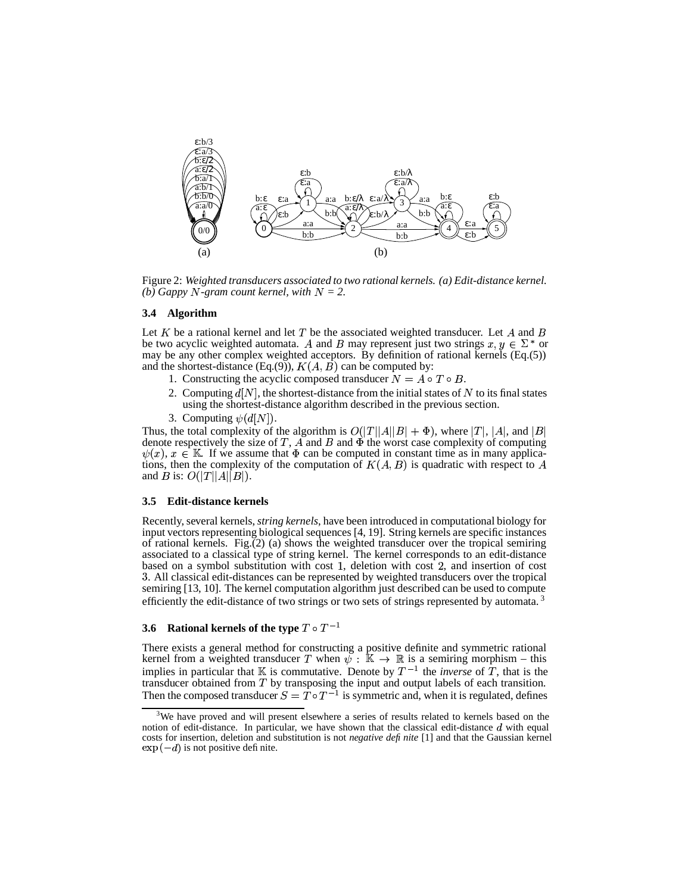Figure 2: *Weighted transducers associated to two rational kernels. (a) Edit-distance kernel. (b) Gappy $N$-gram count kernel, with $N$ = 2.*

### 3.4 Algorithm

Let $K$ be a rational kernel and let $T$ be the associated weighted transducer. Let $A$ and $B$ be two acyclic weighted automata. $A$ and $B$ may represent just two strings $x, y \in \Sigma^*$ or may be any other complex weighted acceptors. By definition of rational kernels (Eq.(5)) and the shortest-distance (Eq.(9)), $K(A, B)$ can be computed by:

1. Constructing the acyclic composed transducer $N = A \circ T \circ B$.
2. Computing $d[N]$, the shortest-distance from the initial states of $N$ to its final states using the shortest-distance algorithm described in the previous section.
3. Computing $\psi(d[N])$.

Thus, the total complexity of the algorithm is $O(|T||A||B| + \Phi)$, where $|T|$, $|A|$, and $|B|$ denote respectively the size of $T$, $A$ and $B$ and $\Phi$ the worst case complexity of computing $\psi(x)$, $x \in \mathbb{K}$. If we assume that $\Phi$ can be computed in constant time as in many applications, then the complexity of the computation of $K(A, B)$ is quadratic with respect to $A$ and $B$ is: $O(|T||A||B|)$.

### 3.5 Edit-distance kernels

Recently, several kernels, *string kernels*, have been introduced in computational biology for input vectors representing biological sequences [4, 19]. String kernels are specific instances of rational kernels. Fig.(2) (a) shows the weighted transducer over the tropical semiring associated to a classical type of string kernel. The kernel corresponds to an edit-distance based on a symbol substitution with cost 1, deletion with cost 2, and insertion of cost 3. All classical edit-distances can be represented by weighted transducers over the tropical semiring [13, 10]. The kernel computation algorithm just described can be used to compute efficiently the edit-distance of two strings or two sets of strings represented by automata. [3]

### 3.6 Rational kernels of the type $T \circ T^{-1}$

There exists a general method for constructing a positive definite and symmetric rational kernel from a weighted transducer $T$ when $\psi : \mathbb{K} \to \mathbb{R}$ is a semiring morphism – this implies in particular that $\mathbb{K}$ is commutative. Denote by $T^{-1}$ the *inverse* of $T$, that is the transducer obtained from $T$ by transposing the input and output labels of each transition. Then the composed transducer $S = T \circ T^{-1}$ is symmetric and, when it is regulated, defines

[3] We have proved and will present elsewhere a series of results related to kernels based on the notion of edit-distance. In particular, we have shown that the classical edit-distance $d$ with equal costs for insertion, deletion and substitution is not *negative definite* [1] and that the Gaussian kernel $\exp(-d)$ is not positive definite.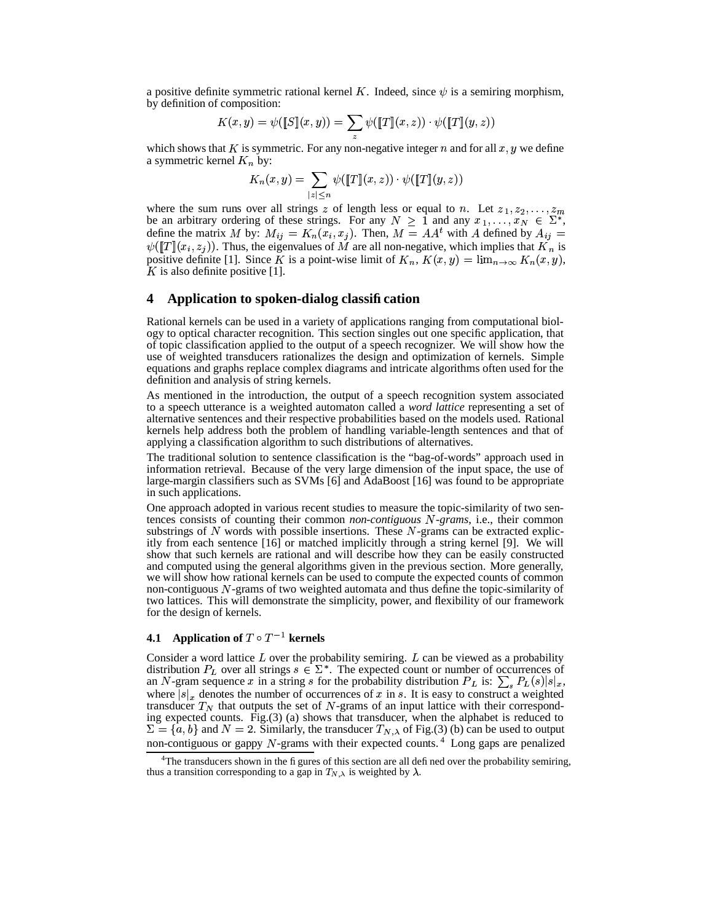a positive definite symmetric rational kernel $K$. Indeed, since $\psi$ is a semiring morphism, by definition of composition:

$$K(x, y) = \psi([\![S]\!](x, y)) = \sum_{z} \psi([\![T]\!](x, z)) \cdot \psi([\![T]\!](y, z))$$

which shows that $K$ is symmetric. For any non-negative integer $n$ and for all $x, y$ we define a symmetric kernel $K_n$ by:

$$K_n(x, y) = \sum_{|z| \leq n} \psi([\![T]\!](x, z)) \cdot \psi([\![T]\!](y, z))$$

where the sum runs over all strings $z$ of length less or equal to $n$. Let $z_1, z_2, \ldots, z_m$ be an arbitrary ordering of these strings. For any $N \geq 1$ and any $x_1, \ldots, x_N \in \Sigma^*$, define the matrix $M$ by: $M_{ij} = K_n(x_i, x_j)$. Then, $M = AA^t$ with $A$ defined by $A_{ij} = \psi([\![T]\!](x_i, z_j))$. Thus, the eigenvalues of $M$ are all non-negative, which implies that $K_n$ is positive definite [1]. Since $K$ is a point-wise limit of $K_n$, $K(x, y) = \lim_{n \to \infty} K_n(x, y)$, $K$ is also definite positive [1].

## 4 Application to spoken-dialog classification

Rational kernels can be used in a variety of applications ranging from computational biology to optical character recognition. This section singles out one specific application, that of topic classification applied to the output of a speech recognizer. We will show how the use of weighted transducers rationalizes the design and optimization of kernels. Simple equations and graphs replace complex diagrams and intricate algorithms often used for the definition and analysis of string kernels.

As mentioned in the introduction, the output of a speech recognition system associated to a speech utterance is a weighted automaton called a *word lattice* representing a set of alternative sentences and their respective probabilities based on the models used. Rational kernels help address both the problem of handling variable-length sentences and that of applying a classification algorithm to such distributions of alternatives.

The traditional solution to sentence classification is the "bag-of-words" approach used in information retrieval. Because of the very large dimension of the input space, the use of large-margin classifiers such as SVMs [6] and AdaBoost [16] was found to be appropriate in such applications.

One approach adopted in various recent studies to measure the topic-similarity of two sentences consists of counting their common *non-contiguous $N$-grams*, i.e., their common substrings of $N$ words with possible insertions. These $N$-grams can be extracted explicitly from each sentence [16] or matched implicitly through a string kernel [9]. We will show that such kernels are rational and will describe how they can be easily constructed and computed using the general algorithms given in the previous section. More generally, we will show how rational kernels can be used to compute the expected counts of common non-contiguous $N$-grams of two weighted automata and thus define the topic-similarity of two lattices. This will demonstrate the simplicity, power, and flexibility of our framework for the design of kernels.

### 4.1 Application of $T \circ T^{-1}$ kernels

Consider a word lattice $L$ over the probability semiring. $L$ can be viewed as a probability distribution $P_L$ over all strings $s \in \Sigma^*$. The expected count or number of occurrences of an $N$-gram sequence $x$ in a string $s$ for the probability distribution $P_L$ is: $\sum_s P_L(s)|s|_x$, where $|s|_x$ denotes the number of occurrences of $x$ in $s$. It is easy to construct a weighted transducer $T_N$ that outputs the set of $N$-grams of an input lattice with their corresponding expected counts. Fig.(3) (a) shows that transducer, when the alphabet is reduced to $\Sigma = \{a, b\}$ and $N = 2$. Similarly, the transducer $T_{N,\lambda}$ of Fig.(3) (b) can be used to output non-contiguous or gappy $N$-grams with their expected counts. [4] Long gaps are penalized

[4] The transducers shown in the figures of this section are all defined over the probability semiring, thus a transition corresponding to a gap in $T_{N,\lambda}$ is weighted by $\lambda$.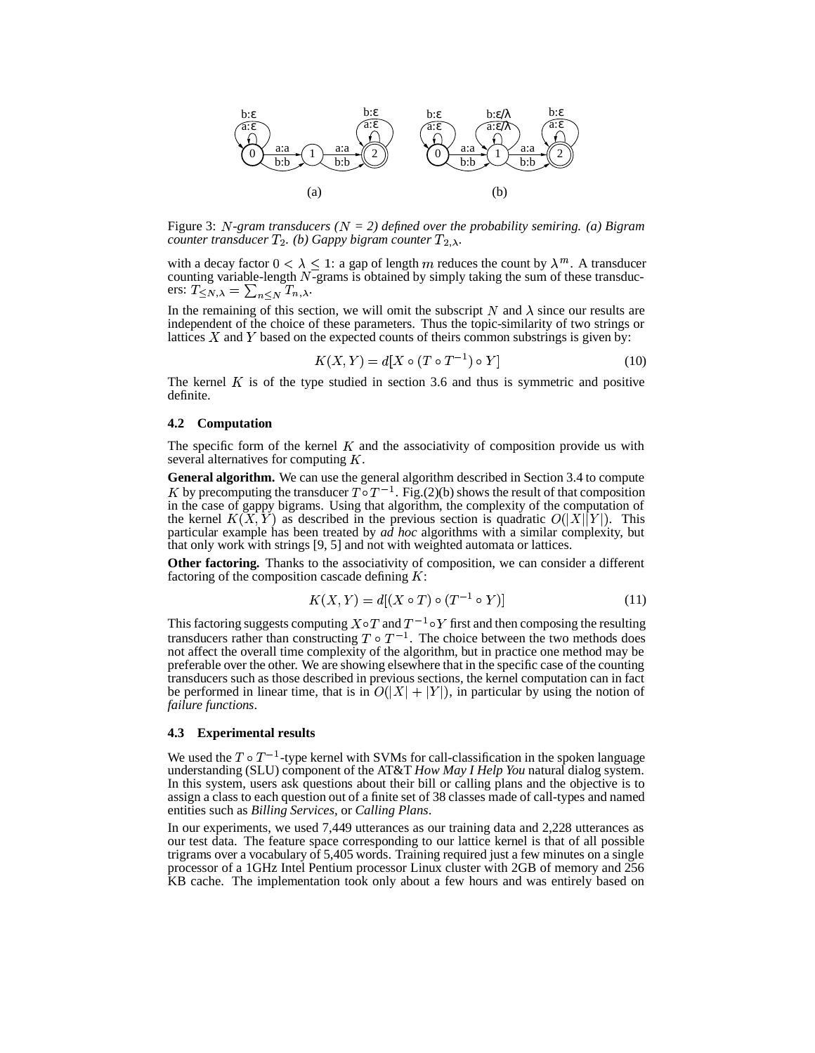b:ε
a:ε
0
a:a
b:b
1
a:a
b:b
2
b:ε
a:ε

(a)

b:ε
a:ε
0
a:a
b:b
1
b:ε/λ
a:ε/λ
a:a
b:b
2
b:ε
a:ε

(b)

Figure 3: *$N$-gram transducers ($N$ = 2) defined over the probability semiring. (a) Bigram counter transducer $T_2$. (b) Gappy bigram counter $T_{2,\lambda}$.*

with a decay factor $0 < \lambda \leq 1$: a gap of length $m$ reduces the count by $\lambda^m$. A transducer counting variable-length $N$-grams is obtained by simply taking the sum of these transducers: $T_{\leq N,\lambda} = \sum_{n \leq N} T_{n,\lambda}$.

In the remaining of this section, we will omit the subscript $N$ and $\lambda$ since our results are independent of the choice of these parameters. Thus the topic-similarity of two strings or lattices $X$ and $Y$ based on the expected counts of theirs common substrings is given by:

$$K(X,Y) = d[X \circ (T \circ T^{-1}) \circ Y] \tag{10}$$

The kernel $K$ is of the type studied in section 3.6 and thus is symmetric and positive definite.

### 4.2 Computation

The specific form of the kernel $K$ and the associativity of composition provide us with several alternatives for computing $K$.

**General algorithm.** We can use the general algorithm described in Section 3.4 to compute $K$ by precomputing the transducer $T \circ T^{-1}$. Fig.(2)(b) shows the result of that composition in the case of gappy bigrams. Using that algorithm, the complexity of the computation of the kernel $K(X,Y)$ as described in the previous section is quadratic $O(|X||Y|)$. This particular example has been treated by *ad hoc* algorithms with a similar complexity, but that only work with strings [9, 5] and not with weighted automata or lattices.

**Other factoring.** Thanks to the associativity of composition, we can consider a different factoring of the composition cascade defining $K$:

$$K(X,Y) = d[(X \circ T) \circ (T^{-1} \circ Y)] \tag{11}$$

This factoring suggests computing $X \circ T$ and $T^{-1} \circ Y$ first and then composing the resulting transducers rather than constructing $T \circ T^{-1}$. The choice between the two methods does not affect the overall time complexity of the algorithm, but in practice one method may be preferable over the other. We are showing elsewhere that in the specific case of the counting transducers such as those described in previous sections, the kernel computation can in fact be performed in linear time, that is in $O(|X| + |Y|)$, in particular by using the notion of *failure functions*.

### 4.3 Experimental results

We used the $T \circ T^{-1}$-type kernel with SVMs for call-classification in the spoken language understanding (SLU) component of the AT&T *How May I Help You* natural dialog system. In this system, users ask questions about their bill or calling plans and the objective is to assign a class to each question out of a finite set of 38 classes made of call-types and named entities such as *Billing Services*, or *Calling Plans*.

In our experiments, we used 7,449 utterances as our training data and 2,228 utterances as our test data. The feature space corresponding to our lattice kernel is that of all possible trigrams over a vocabulary of 5,405 words. Training required just a few minutes on a single processor of a 1GHz Intel Pentium processor Linux cluster with 2GB of memory and 256 KB cache. The implementation took only about a few hours and was entirely based on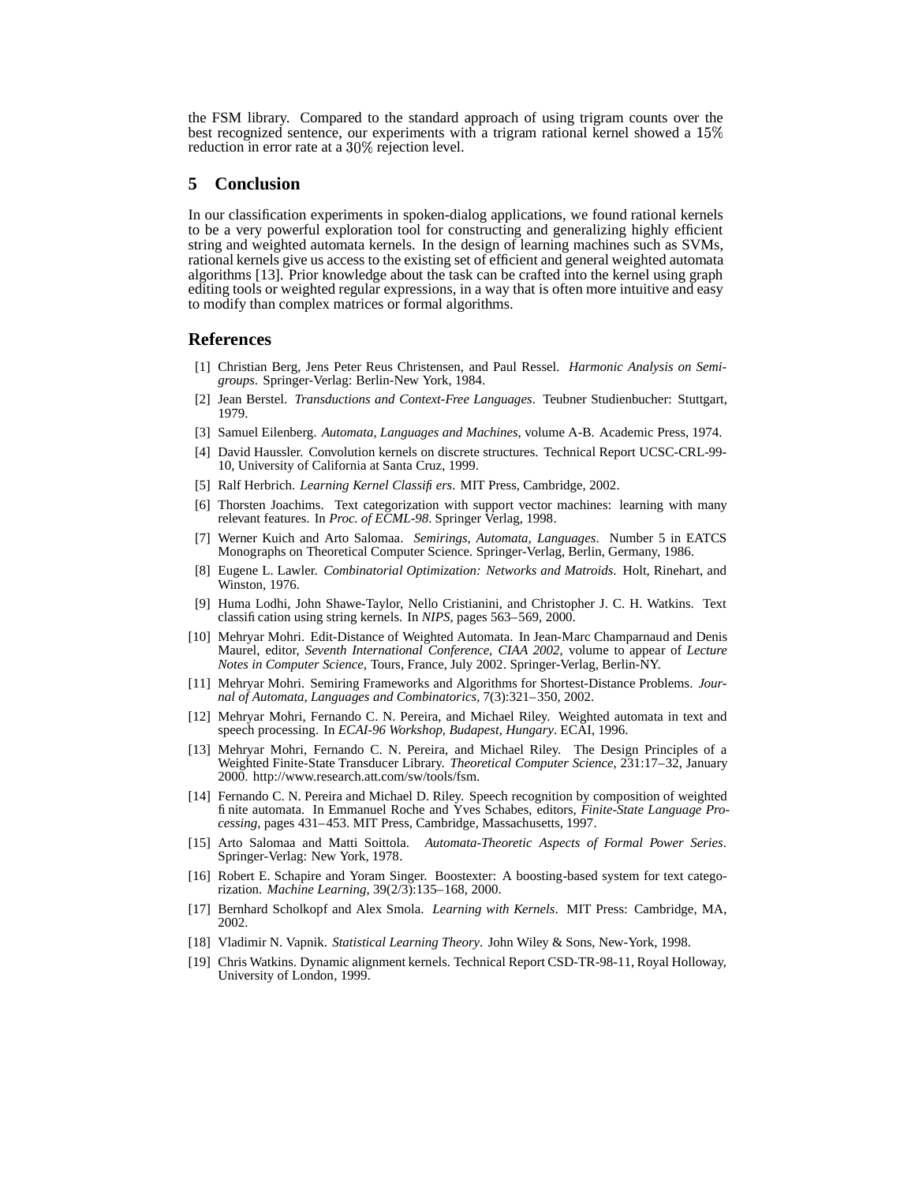the FSM library. Compared to the standard approach of using trigram counts over the best recognized sentence, our experiments with a trigram rational kernel showed a 15% reduction in error rate at a 30% rejection level.

## 5 Conclusion

In our classification experiments in spoken-dialog applications, we found rational kernels to be a very powerful exploration tool for constructing and generalizing highly efficient string and weighted automata kernels. In the design of learning machines such as SVMs, rational kernels give us access to the existing set of efficient and general weighted automata algorithms [13]. Prior knowledge about the task can be crafted into the kernel using graph editing tools or weighted regular expressions, in a way that is often more intuitive and easy to modify than complex matrices or formal algorithms.

## References

[1] Christian Berg, Jens Peter Reus Christensen, and Paul Ressel. *Harmonic Analysis on Semigroups*. Springer-Verlag: Berlin-New York, 1984.

[2] Jean Berstel. *Transductions and Context-Free Languages*. Teubner Studienbucher: Stuttgart, 1979.

[3] Samuel Eilenberg. *Automata, Languages and Machines*, volume A-B. Academic Press, 1974.

[4] David Haussler. Convolution kernels on discrete structures. Technical Report UCSC-CRL-99-10, University of California at Santa Cruz, 1999.

[5] Ralf Herbrich. *Learning Kernel Classifiers*. MIT Press, Cambridge, 2002.

[6] Thorsten Joachims. Text categorization with support vector machines: learning with many relevant features. In *Proc. of ECML-98*. Springer Verlag, 1998.

[7] Werner Kuich and Arto Salomaa. *Semirings, Automata, Languages*. Number 5 in EATCS Monographs on Theoretical Computer Science. Springer-Verlag, Berlin, Germany, 1986.

[8] Eugene L. Lawler. *Combinatorial Optimization: Networks and Matroids*. Holt, Rinehart, and Winston, 1976.

[9] Huma Lodhi, John Shawe-Taylor, Nello Cristianini, and Christopher J. C. H. Watkins. Text classification using string kernels. In *NIPS*, pages 563–569, 2000.

[10] Mehryar Mohri. Edit-Distance of Weighted Automata. In Jean-Marc Champarnaud and Denis Maurel, editor, *Seventh International Conference, CIAA 2002*, volume to appear of *Lecture Notes in Computer Science*, Tours, France, July 2002. Springer-Verlag, Berlin-NY.

[11] Mehryar Mohri. Semiring Frameworks and Algorithms for Shortest-Distance Problems. *Journal of Automata, Languages and Combinatorics*, 7(3):321–350, 2002.

[12] Mehryar Mohri, Fernando C. N. Pereira, and Michael Riley. Weighted automata in text and speech processing. In *ECAI-96 Workshop, Budapest, Hungary*. ECAI, 1996.

[13] Mehryar Mohri, Fernando C. N. Pereira, and Michael Riley. The Design Principles of a Weighted Finite-State Transducer Library. *Theoretical Computer Science*, 231:17–32, January 2000. http://www.research.att.com/sw/tools/fsm.

[14] Fernando C. N. Pereira and Michael D. Riley. Speech recognition by composition of weighted finite automata. In Emmanuel Roche and Yves Schabes, editors, *Finite-State Language Processing*, pages 431–453. MIT Press, Cambridge, Massachusetts, 1997.

[15] Arto Salomaa and Matti Soittola. *Automata-Theoretic Aspects of Formal Power Series*. Springer-Verlag: New York, 1978.

[16] Robert E. Schapire and Yoram Singer. Boostexter: A boosting-based system for text categorization. *Machine Learning*, 39(2/3):135–168, 2000.

[17] Bernhard Scholkopf and Alex Smola. *Learning with Kernels*. MIT Press: Cambridge, MA, 2002.

[18] Vladimir N. Vapnik. *Statistical Learning Theory*. John Wiley & Sons, New-York, 1998.

[19] Chris Watkins. Dynamic alignment kernels. Technical Report CSD-TR-98-11, Royal Holloway, University of London, 1999.